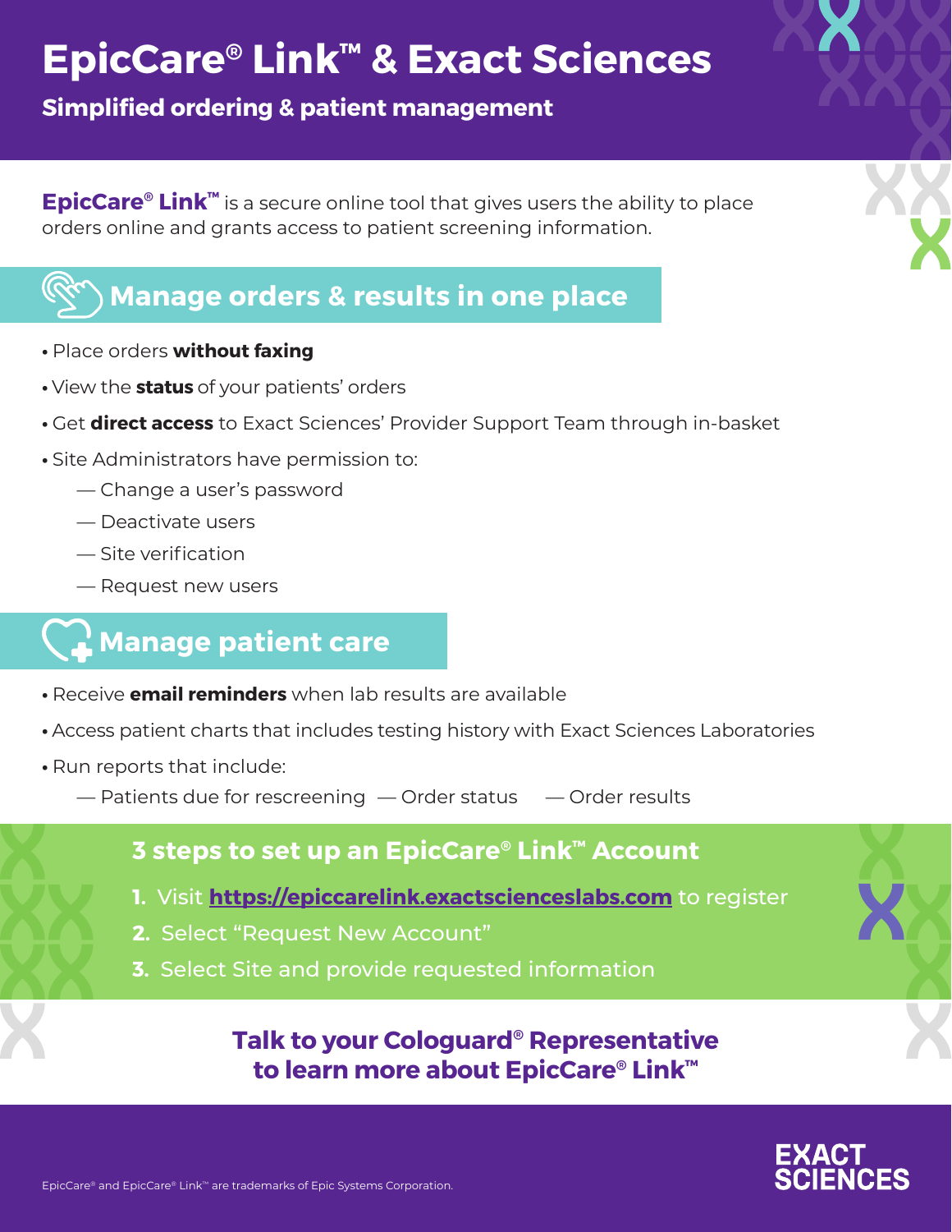# EpicCare® Link™ & Exact Sciences

## Simplified ordering & patient management

**EpicCare® Link™** is a secure online tool that gives users the ability to place orders online and grants access to patient screening information.

## Manage orders & results in one place

- Place orders **without faxing**
- View the **status** of your patients' orders
- Get **direct access** to Exact Sciences' Provider Support Team through in-basket
- Site Administrators have permission to:
  - Change a user's password
  - Deactivate users
  - Site verification
  - Request new users

## Manage patient care

- Receive **email reminders** when lab results are available
- Access patient charts that includes testing history with Exact Sciences Laboratories
- Run reports that include:
  - Patients due for rescreening
  - Order status
  - Order results

## 3 steps to set up an EpicCare® Link™ Account

1. Visit https://epiccarelink.exactscienceslabs.com to register
2. Select "Request New Account"
3. Select Site and provide requested information

**Talk to your Cologuard® Representative to learn more about EpicCare® Link™**

EpicCare® and EpicCare® Link™ are trademarks of Epic Systems Corporation.

EXACT SCIENCES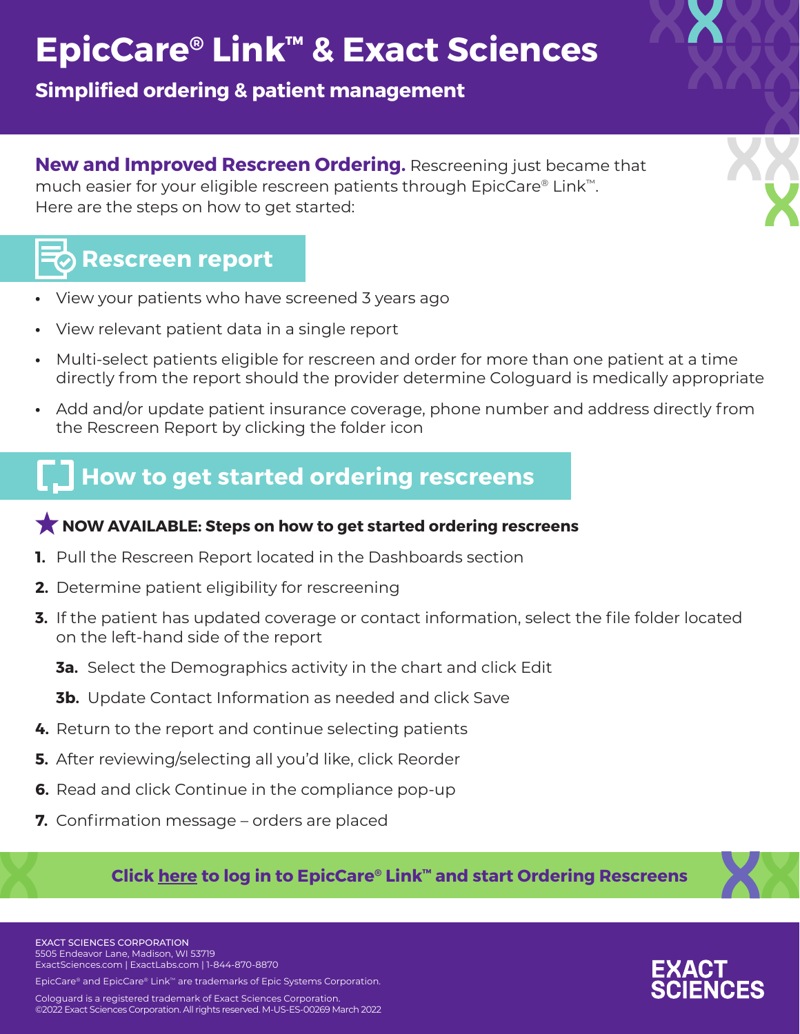# EpicCare® Link™ & Exact Sciences

**Simplified ordering & patient management**

**New and Improved Rescreen Ordering.** Rescreening just became that much easier for your eligible rescreen patients through EpicCare® Link™. Here are the steps on how to get started:

## Rescreen report

- View your patients who have screened 3 years ago
- View relevant patient data in a single report
- Multi-select patients eligible for rescreen and order for more than one patient at a time directly from the report should the provider determine Cologuard is medically appropriate
- Add and/or update patient insurance coverage, phone number and address directly from the Rescreen Report by clicking the folder icon

## How to get started ordering rescreens

★ **NOW AVAILABLE: Steps on how to get started ordering rescreens**

1. Pull the Rescreen Report located in the Dashboards section
2. Determine patient eligibility for rescreening
3. If the patient has updated coverage or contact information, select the file folder located on the left-hand side of the report
   - **3a.** Select the Demographics activity in the chart and click Edit
   - **3b.** Update Contact Information as needed and click Save
4. Return to the report and continue selecting patients
5. After reviewing/selecting all you'd like, click Reorder
6. Read and click Continue in the compliance pop-up
7. Confirmation message – orders are placed

**Click here to log in to EpicCare® Link™ and start Ordering Rescreens**

EXACT SCIENCES CORPORATION
5505 Endeavor Lane, Madison, WI 53719
ExactSciences.com | ExactLabs.com | 1-844-870-8870

EpicCare® and EpicCare® Link™ are trademarks of Epic Systems Corporation.

Cologuard is a registered trademark of Exact Sciences Corporation.
©2022 Exact Sciences Corporation. All rights reserved. M-US-ES-00269 March 2022

EXACT SCIENCES